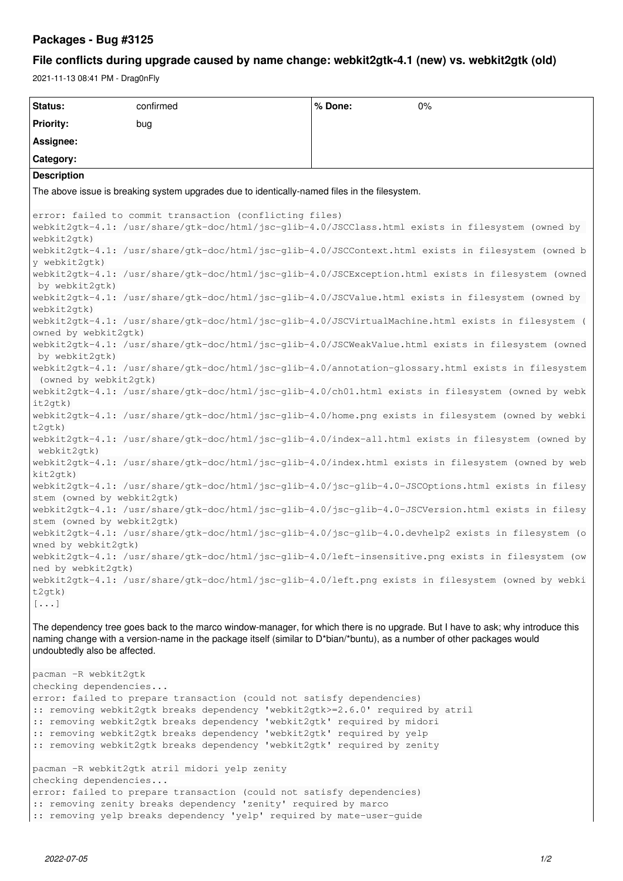# Packages - Bug #3125

## File conflicts during upgrade caused by name change: webkit2gtk-4.1 (new) vs. webkit2gtk (old)

2021-11-13 08:41 PM - Drag0nFly

| | | | |
|---|---|---|---|
| **Status:** | confirmed | **% Done:** | 0% |
| **Priority:** | bug | | |
| **Assignee:** | | | |
| **Category:** | | | |

**Description**

The above issue is breaking system upgrades due to identically-named files in the filesystem.

```
error: failed to commit transaction (conflicting files)
webkit2gtk-4.1: /usr/share/gtk-doc/html/jsc-glib-4.0/JSCClass.html exists in filesystem (owned by webkit2gtk)
webkit2gtk-4.1: /usr/share/gtk-doc/html/jsc-glib-4.0/JSCContext.html exists in filesystem (owned by webkit2gtk)
webkit2gtk-4.1: /usr/share/gtk-doc/html/jsc-glib-4.0/JSCException.html exists in filesystem (owned by webkit2gtk)
webkit2gtk-4.1: /usr/share/gtk-doc/html/jsc-glib-4.0/JSCValue.html exists in filesystem (owned by webkit2gtk)
webkit2gtk-4.1: /usr/share/gtk-doc/html/jsc-glib-4.0/JSCVirtualMachine.html exists in filesystem (owned by webkit2gtk)
webkit2gtk-4.1: /usr/share/gtk-doc/html/jsc-glib-4.0/JSCWeakValue.html exists in filesystem (owned by webkit2gtk)
webkit2gtk-4.1: /usr/share/gtk-doc/html/jsc-glib-4.0/annotation-glossary.html exists in filesystem (owned by webkit2gtk)
webkit2gtk-4.1: /usr/share/gtk-doc/html/jsc-glib-4.0/ch01.html exists in filesystem (owned by webkit2gtk)
webkit2gtk-4.1: /usr/share/gtk-doc/html/jsc-glib-4.0/home.png exists in filesystem (owned by webkit2gtk)
webkit2gtk-4.1: /usr/share/gtk-doc/html/jsc-glib-4.0/index-all.html exists in filesystem (owned by webkit2gtk)
webkit2gtk-4.1: /usr/share/gtk-doc/html/jsc-glib-4.0/index.html exists in filesystem (owned by webkit2gtk)
webkit2gtk-4.1: /usr/share/gtk-doc/html/jsc-glib-4.0/jsc-glib-4.0-JSCOptions.html exists in filesystem (owned by webkit2gtk)
webkit2gtk-4.1: /usr/share/gtk-doc/html/jsc-glib-4.0/jsc-glib-4.0-JSCVersion.html exists in filesystem (owned by webkit2gtk)
webkit2gtk-4.1: /usr/share/gtk-doc/html/jsc-glib-4.0/jsc-glib-4.0.devhelp2 exists in filesystem (owned by webkit2gtk)
webkit2gtk-4.1: /usr/share/gtk-doc/html/jsc-glib-4.0/left-insensitive.png exists in filesystem (owned by webkit2gtk)
webkit2gtk-4.1: /usr/share/gtk-doc/html/jsc-glib-4.0/left.png exists in filesystem (owned by webkit2gtk)
[...]
```

The dependency tree goes back to the marco window-manager, for which there is no upgrade. But I have to ask; why introduce this naming change with a version-name in the package itself (similar to D*bian/*buntu), as a number of other packages would undoubtedly also be affected.

```
pacman -R webkit2gtk
checking dependencies...
error: failed to prepare transaction (could not satisfy dependencies)
:: removing webkit2gtk breaks dependency 'webkit2gtk>=2.6.0' required by atril
:: removing webkit2gtk breaks dependency 'webkit2gtk' required by midori
:: removing webkit2gtk breaks dependency 'webkit2gtk' required by yelp
:: removing webkit2gtk breaks dependency 'webkit2gtk' required by zenity

pacman -R webkit2gtk atril midori yelp zenity
checking dependencies...
error: failed to prepare transaction (could not satisfy dependencies)
:: removing zenity breaks dependency 'zenity' required by marco
:: removing yelp breaks dependency 'yelp' required by mate-user-guide
```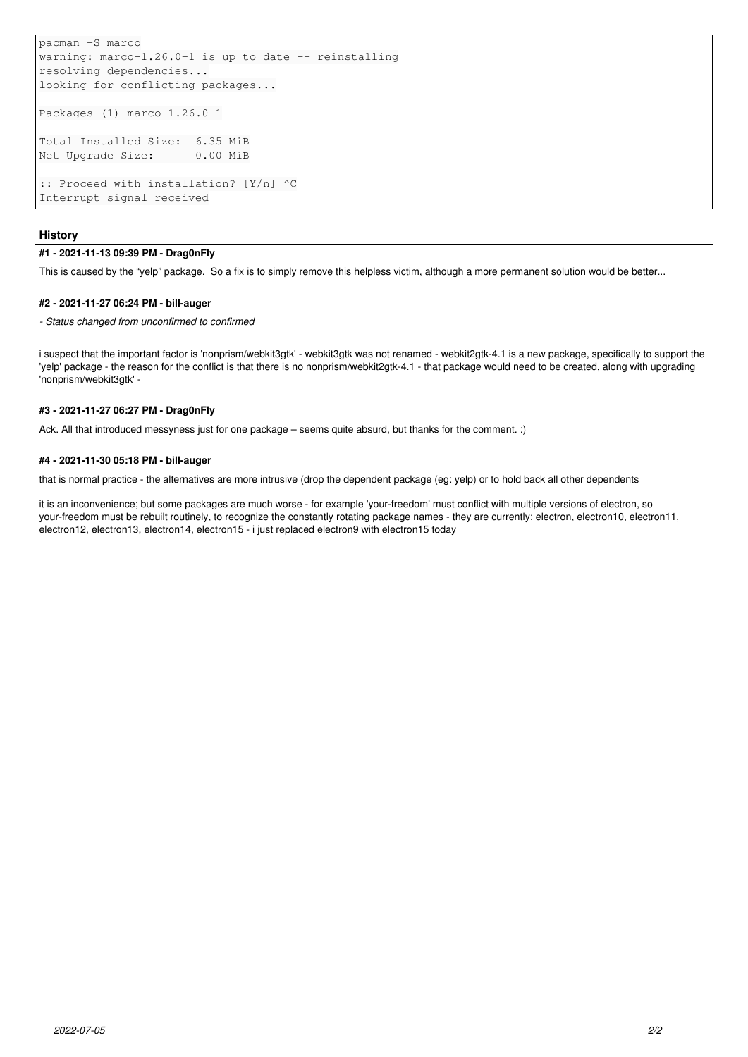```
pacman -S marco
warning: marco-1.26.0-1 is up to date -- reinstalling
resolving dependencies...
looking for conflicting packages...

Packages (1) marco-1.26.0-1

Total Installed Size:  6.35 MiB
Net Upgrade Size:      0.00 MiB

:: Proceed with installation? [Y/n] ^C
Interrupt signal received
```

## History

### #1 - 2021-11-13 09:39 PM - Drag0nFly

This is caused by the "yelp" package. So a fix is to simply remove this helpless victim, although a more permanent solution would be better...

### #2 - 2021-11-27 06:24 PM - bill-auger

*- Status changed from unconfirmed to confirmed*

i suspect that the important factor is 'nonprism/webkit3gtk' - webkit3gtk was not renamed - webkit2gtk-4.1 is a new package, specifically to support the 'yelp' package - the reason for the conflict is that there is no nonprism/webkit2gtk-4.1 - that package would need to be created, along with upgrading 'nonprism/webkit3gtk' -

### #3 - 2021-11-27 06:27 PM - Drag0nFly

Ack. All that introduced messyness just for one package – seems quite absurd, but thanks for the comment. :)

### #4 - 2021-11-30 05:18 PM - bill-auger

that is normal practice - the alternatives are more intrusive (drop the dependent package (eg: yelp) or to hold back all other dependents

it is an inconvenience; but some packages are much worse - for example 'your-freedom' must conflict with multiple versions of electron, so your-freedom must be rebuilt routinely, to recognize the constantly rotating package names - they are currently: electron, electron10, electron11, electron12, electron13, electron14, electron15 - i just replaced electron9 with electron15 today